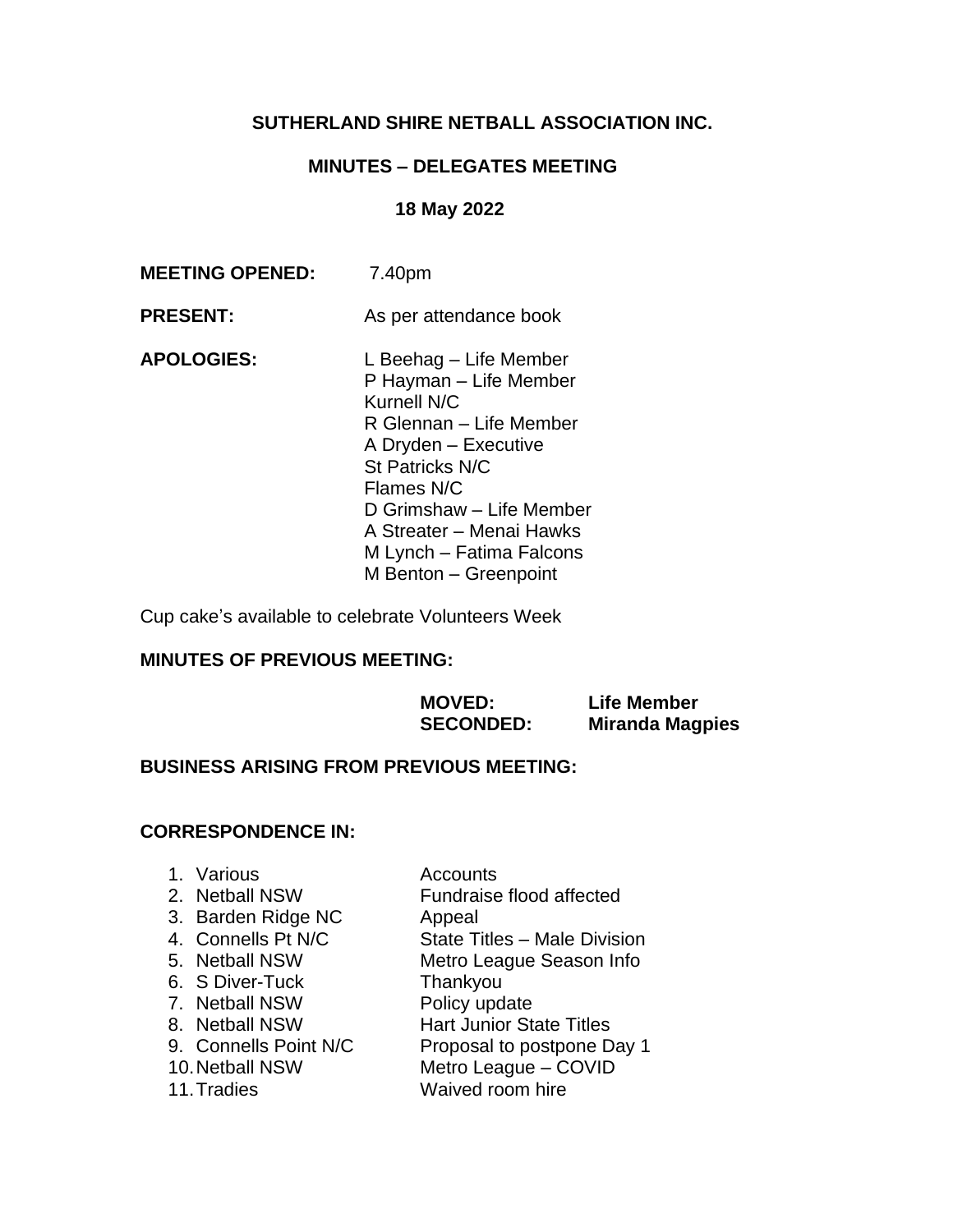**SUTHERLAND SHIRE NETBALL ASSOCIATION INC.**

**MINUTES – DELEGATES MEETING**

**18 May 2022**

**MEETING OPENED:** 7.40pm

**PRESENT:** As per attendance book

**APOLOGIES:**
L Beehag – Life Member
P Hayman – Life Member
Kurnell N/C
R Glennan – Life Member
A Dryden – Executive
St Patricks N/C
Flames N/C
D Grimshaw – Life Member
A Streater – Menai Hawks
M Lynch – Fatima Falcons
M Benton – Greenpoint

Cup cake's available to celebrate Volunteers Week

**MINUTES OF PREVIOUS MEETING:**

**MOVED:** **Life Member**
**SECONDED:** **Miranda Magpies**

**BUSINESS ARISING FROM PREVIOUS MEETING:**

**CORRESPONDENCE IN:**

1. Various — Accounts
2. Netball NSW — Fundraise flood affected
3. Barden Ridge NC — Appeal
4. Connells Pt N/C — State Titles – Male Division
5. Netball NSW — Metro League Season Info
6. S Diver-Tuck — Thankyou
7. Netball NSW — Policy update
8. Netball NSW — Hart Junior State Titles
9. Connells Point N/C — Proposal to postpone Day 1
10. Netball NSW — Metro League – COVID
11. Tradies — Waived room hire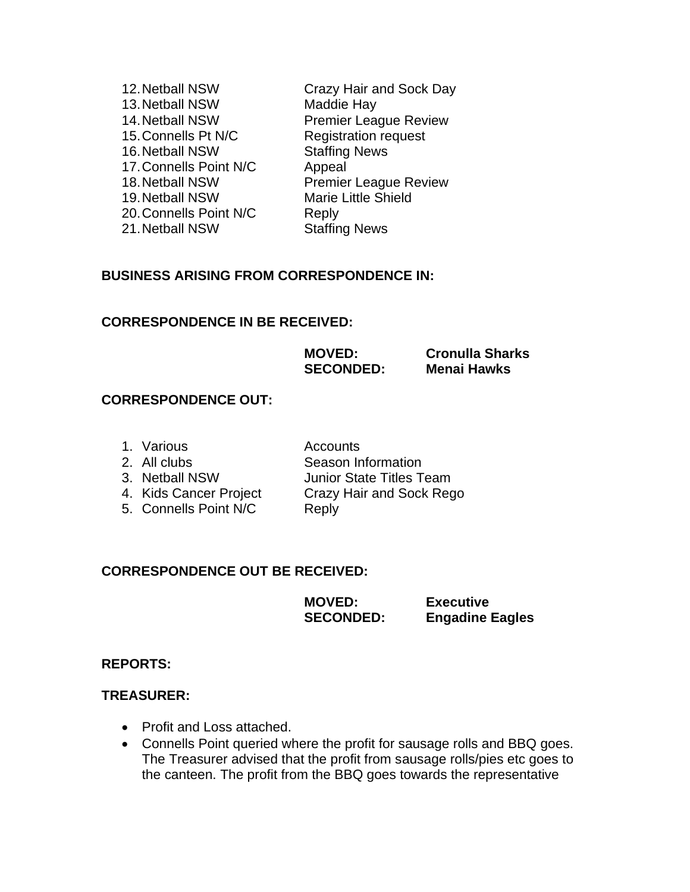12. Netball NSW — Crazy Hair and Sock Day
13. Netball NSW — Maddie Hay
14. Netball NSW — Premier League Review
15. Connells Pt N/C — Registration request
16. Netball NSW — Staffing News
17. Connells Point N/C — Appeal
18. Netball NSW — Premier League Review
19. Netball NSW — Marie Little Shield
20. Connells Point N/C — Reply
21. Netball NSW — Staffing News

**BUSINESS ARISING FROM CORRESPONDENCE IN:**

**CORRESPONDENCE IN BE RECEIVED:**

**MOVED:** **Cronulla Sharks**
**SECONDED:** **Menai Hawks**

**CORRESPONDENCE OUT:**

1. Various — Accounts
2. All clubs — Season Information
3. Netball NSW — Junior State Titles Team
4. Kids Cancer Project — Crazy Hair and Sock Rego
5. Connells Point N/C — Reply

**CORRESPONDENCE OUT BE RECEIVED:**

**MOVED:** **Executive**
**SECONDED:** **Engadine Eagles**

**REPORTS:**

**TREASURER:**

- Profit and Loss attached.
- Connells Point queried where the profit for sausage rolls and BBQ goes. The Treasurer advised that the profit from sausage rolls/pies etc goes to the canteen. The profit from the BBQ goes towards the representative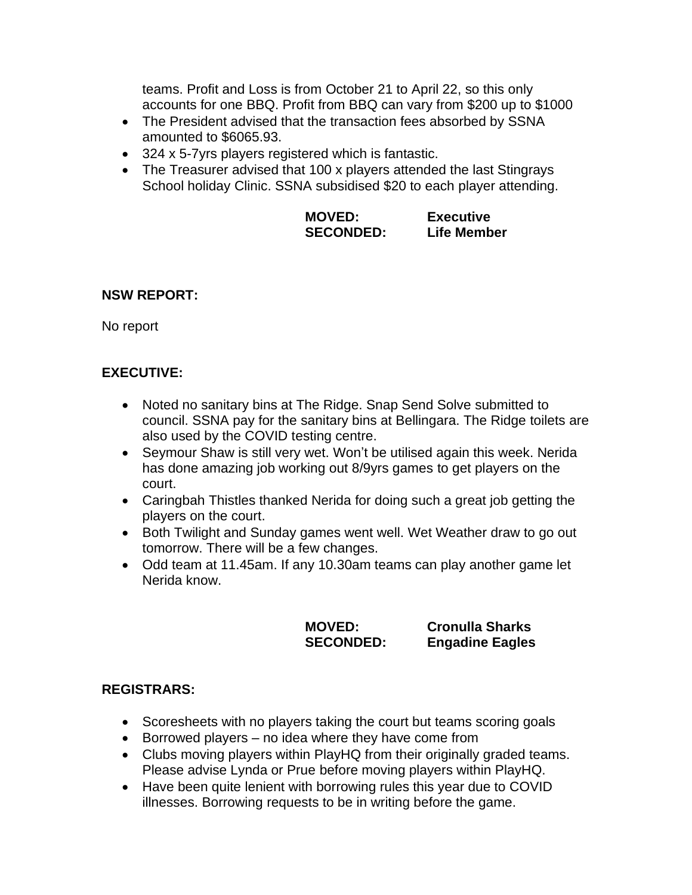teams. Profit and Loss is from October 21 to April 22, so this only accounts for one BBQ. Profit from BBQ can vary from $200 up to $1000

- The President advised that the transaction fees absorbed by SSNA amounted to $6065.93.
- 324 x 5-7yrs players registered which is fantastic.
- The Treasurer advised that 100 x players attended the last Stingrays School holiday Clinic. SSNA subsidised $20 to each player attending.

**MOVED:** **Executive**
**SECONDED:** **Life Member**

**NSW REPORT:**

No report

**EXECUTIVE:**

- Noted no sanitary bins at The Ridge. Snap Send Solve submitted to council. SSNA pay for the sanitary bins at Bellingara. The Ridge toilets are also used by the COVID testing centre.
- Seymour Shaw is still very wet. Won't be utilised again this week. Nerida has done amazing job working out 8/9yrs games to get players on the court.
- Caringbah Thistles thanked Nerida for doing such a great job getting the players on the court.
- Both Twilight and Sunday games went well. Wet Weather draw to go out tomorrow. There will be a few changes.
- Odd team at 11.45am. If any 10.30am teams can play another game let Nerida know.

**MOVED:** **Cronulla Sharks**
**SECONDED:** **Engadine Eagles**

**REGISTRARS:**

- Scoresheets with no players taking the court but teams scoring goals
- Borrowed players – no idea where they have come from
- Clubs moving players within PlayHQ from their originally graded teams. Please advise Lynda or Prue before moving players within PlayHQ.
- Have been quite lenient with borrowing rules this year due to COVID illnesses. Borrowing requests to be in writing before the game.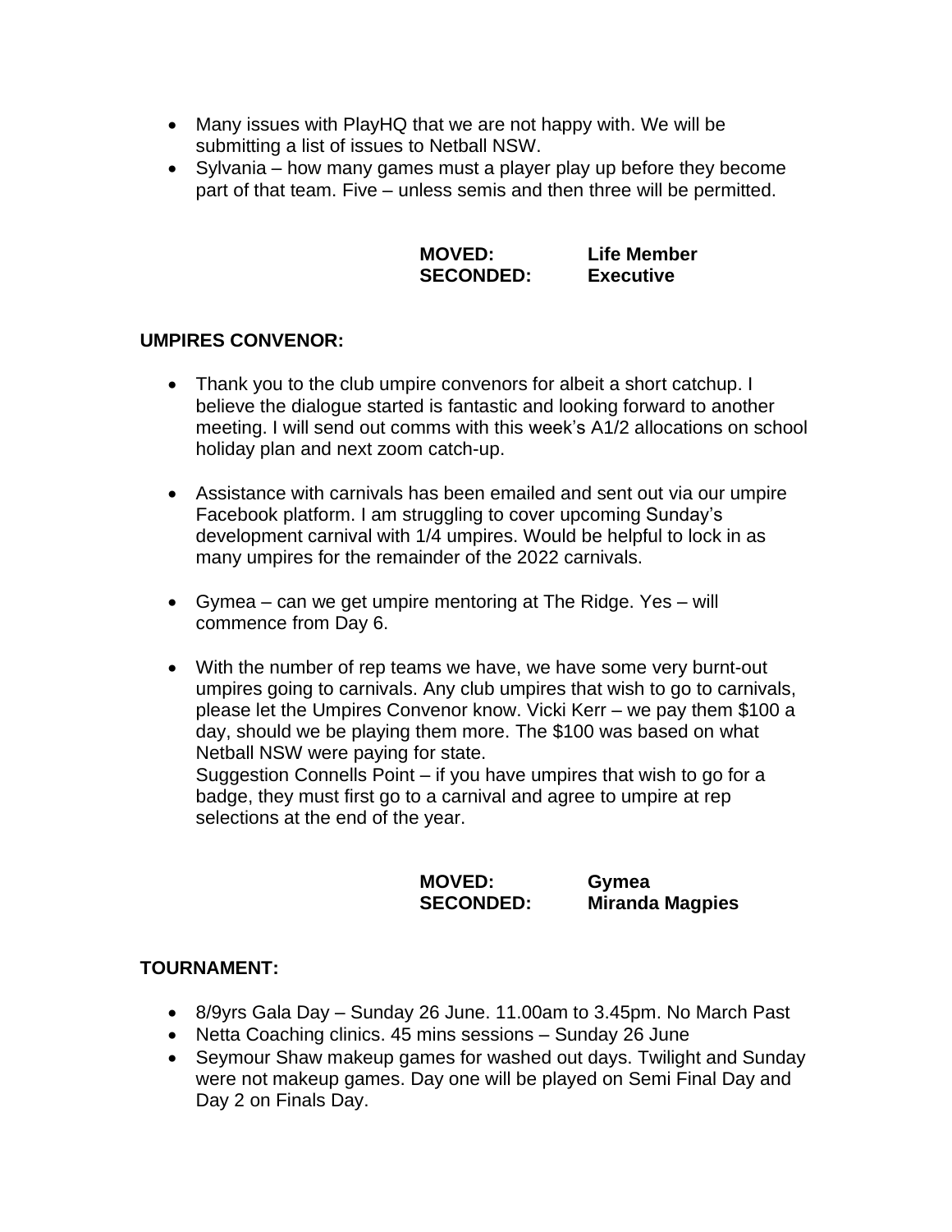- Many issues with PlayHQ that we are not happy with. We will be submitting a list of issues to Netball NSW.
- Sylvania – how many games must a player play up before they become part of that team. Five – unless semis and then three will be permitted.

**MOVED:** **Life Member**
**SECONDED:** **Executive**

**UMPIRES CONVENOR:**

- Thank you to the club umpire convenors for albeit a short catchup. I believe the dialogue started is fantastic and looking forward to another meeting. I will send out comms with this week's A1/2 allocations on school holiday plan and next zoom catch-up.

- Assistance with carnivals has been emailed and sent out via our umpire Facebook platform. I am struggling to cover upcoming Sunday's development carnival with 1/4 umpires. Would be helpful to lock in as many umpires for the remainder of the 2022 carnivals.

- Gymea – can we get umpire mentoring at The Ridge. Yes – will commence from Day 6.

- With the number of rep teams we have, we have some very burnt-out umpires going to carnivals. Any club umpires that wish to go to carnivals, please let the Umpires Convenor know. Vicki Kerr – we pay them $100 a day, should we be playing them more. The $100 was based on what Netball NSW were paying for state.
  Suggestion Connells Point – if you have umpires that wish to go for a badge, they must first go to a carnival and agree to umpire at rep selections at the end of the year.

**MOVED:** **Gymea**
**SECONDED:** **Miranda Magpies**

**TOURNAMENT:**

- 8/9yrs Gala Day – Sunday 26 June. 11.00am to 3.45pm. No March Past
- Netta Coaching clinics. 45 mins sessions – Sunday 26 June
- Seymour Shaw makeup games for washed out days. Twilight and Sunday were not makeup games. Day one will be played on Semi Final Day and Day 2 on Finals Day.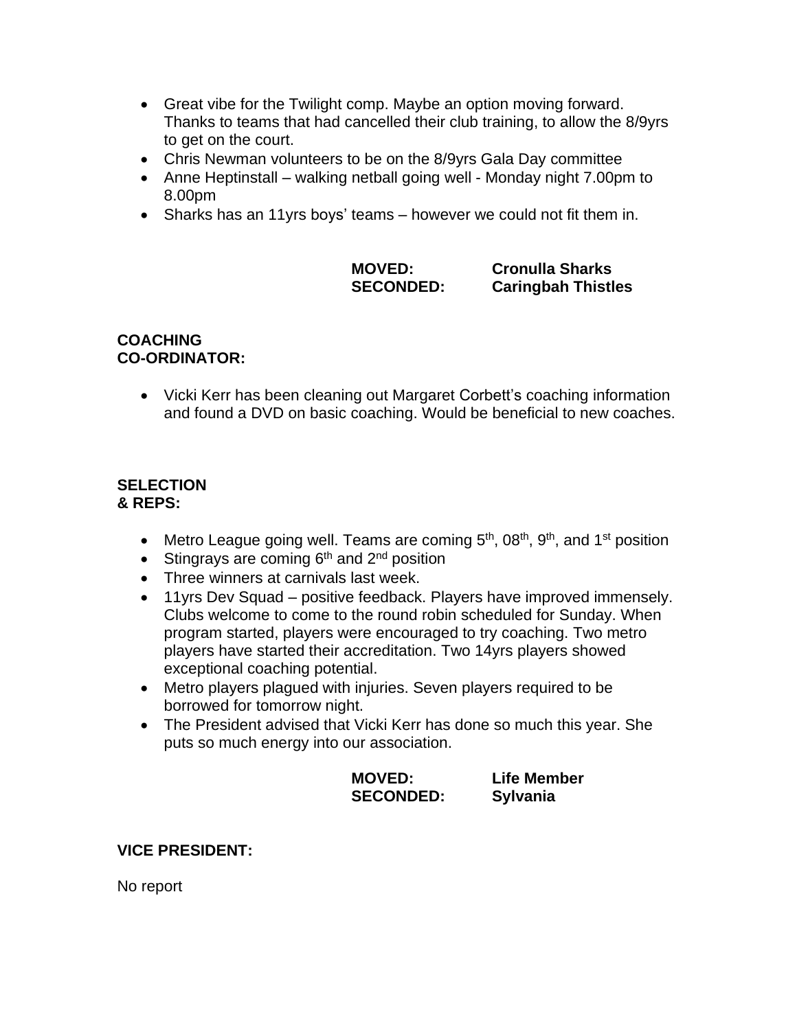- Great vibe for the Twilight comp. Maybe an option moving forward. Thanks to teams that had cancelled their club training, to allow the 8/9yrs to get on the court.
- Chris Newman volunteers to be on the 8/9yrs Gala Day committee
- Anne Heptinstall – walking netball going well - Monday night 7.00pm to 8.00pm
- Sharks has an 11yrs boys' teams – however we could not fit them in.

**MOVED:** **Cronulla Sharks**
**SECONDED:** **Caringbah Thistles**

**COACHING CO-ORDINATOR:**

- Vicki Kerr has been cleaning out Margaret Corbett's coaching information and found a DVD on basic coaching. Would be beneficial to new coaches.

**SELECTION & REPS:**

- Metro League going well. Teams are coming 5th, 08th, 9th, and 1st position
- Stingrays are coming 6th and 2nd position
- Three winners at carnivals last week.
- 11yrs Dev Squad – positive feedback. Players have improved immensely. Clubs welcome to come to the round robin scheduled for Sunday. When program started, players were encouraged to try coaching. Two metro players have started their accreditation. Two 14yrs players showed exceptional coaching potential.
- Metro players plagued with injuries. Seven players required to be borrowed for tomorrow night.
- The President advised that Vicki Kerr has done so much this year. She puts so much energy into our association.

**MOVED:** **Life Member**
**SECONDED:** **Sylvania**

**VICE PRESIDENT:**

No report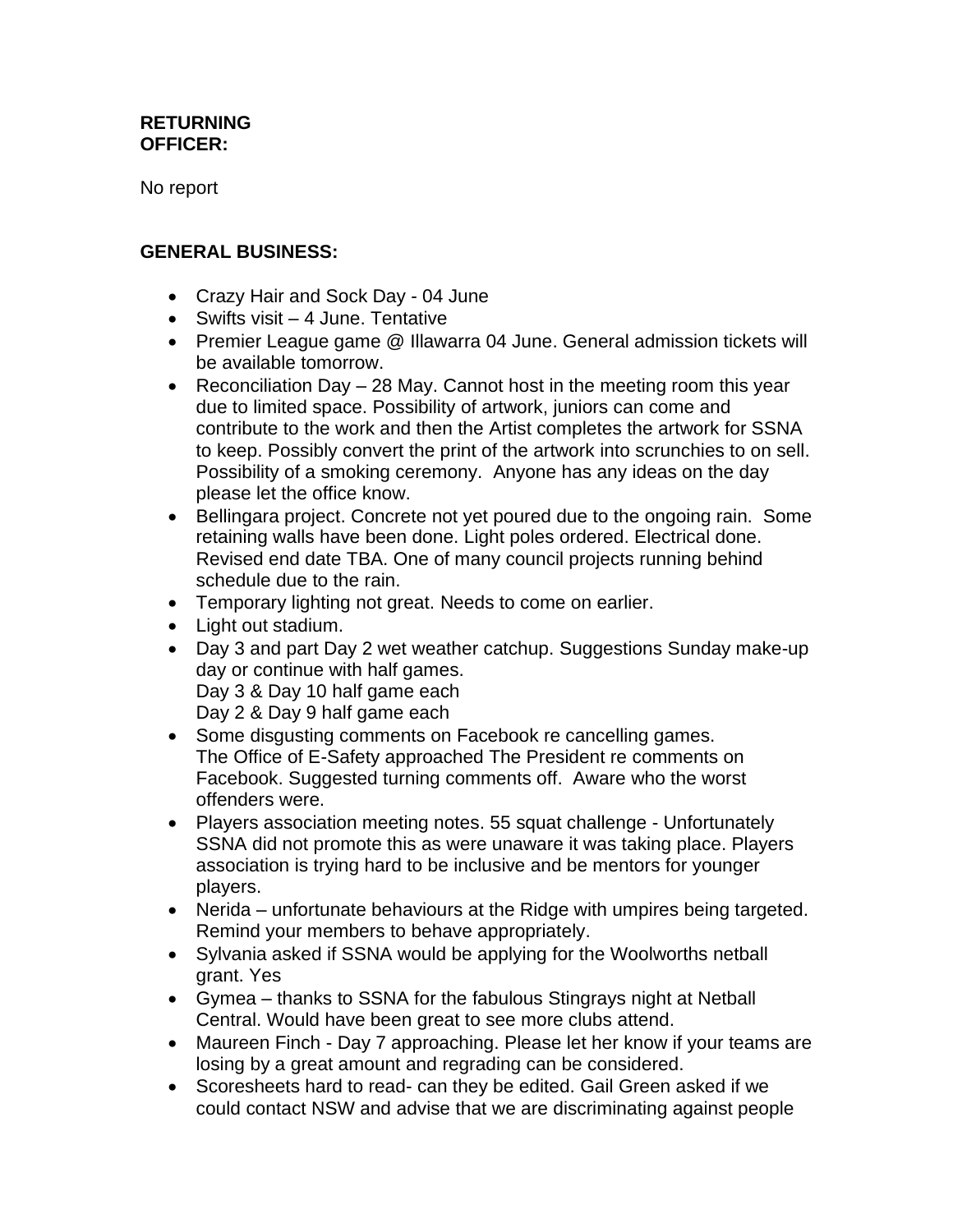**RETURNING OFFICER:**

No report

**GENERAL BUSINESS:**

- Crazy Hair and Sock Day - 04 June
- Swifts visit – 4 June. Tentative
- Premier League game @ Illawarra 04 June. General admission tickets will be available tomorrow.
- Reconciliation Day – 28 May. Cannot host in the meeting room this year due to limited space. Possibility of artwork, juniors can come and contribute to the work and then the Artist completes the artwork for SSNA to keep. Possibly convert the print of the artwork into scrunchies to on sell. Possibility of a smoking ceremony. Anyone has any ideas on the day please let the office know.
- Bellingara project. Concrete not yet poured due to the ongoing rain. Some retaining walls have been done. Light poles ordered. Electrical done. Revised end date TBA. One of many council projects running behind schedule due to the rain.
- Temporary lighting not great. Needs to come on earlier.
- Light out stadium.
- Day 3 and part Day 2 wet weather catchup. Suggestions Sunday make-up day or continue with half games.
  Day 3 & Day 10 half game each
  Day 2 & Day 9 half game each
- Some disgusting comments on Facebook re cancelling games.
  The Office of E-Safety approached The President re comments on Facebook. Suggested turning comments off. Aware who the worst offenders were.
- Players association meeting notes. 55 squat challenge - Unfortunately SSNA did not promote this as were unaware it was taking place. Players association is trying hard to be inclusive and be mentors for younger players.
- Nerida – unfortunate behaviours at the Ridge with umpires being targeted. Remind your members to behave appropriately.
- Sylvania asked if SSNA would be applying for the Woolworths netball grant. Yes
- Gymea – thanks to SSNA for the fabulous Stingrays night at Netball Central. Would have been great to see more clubs attend.
- Maureen Finch - Day 7 approaching. Please let her know if your teams are losing by a great amount and regrading can be considered.
- Scoresheets hard to read- can they be edited. Gail Green asked if we could contact NSW and advise that we are discriminating against people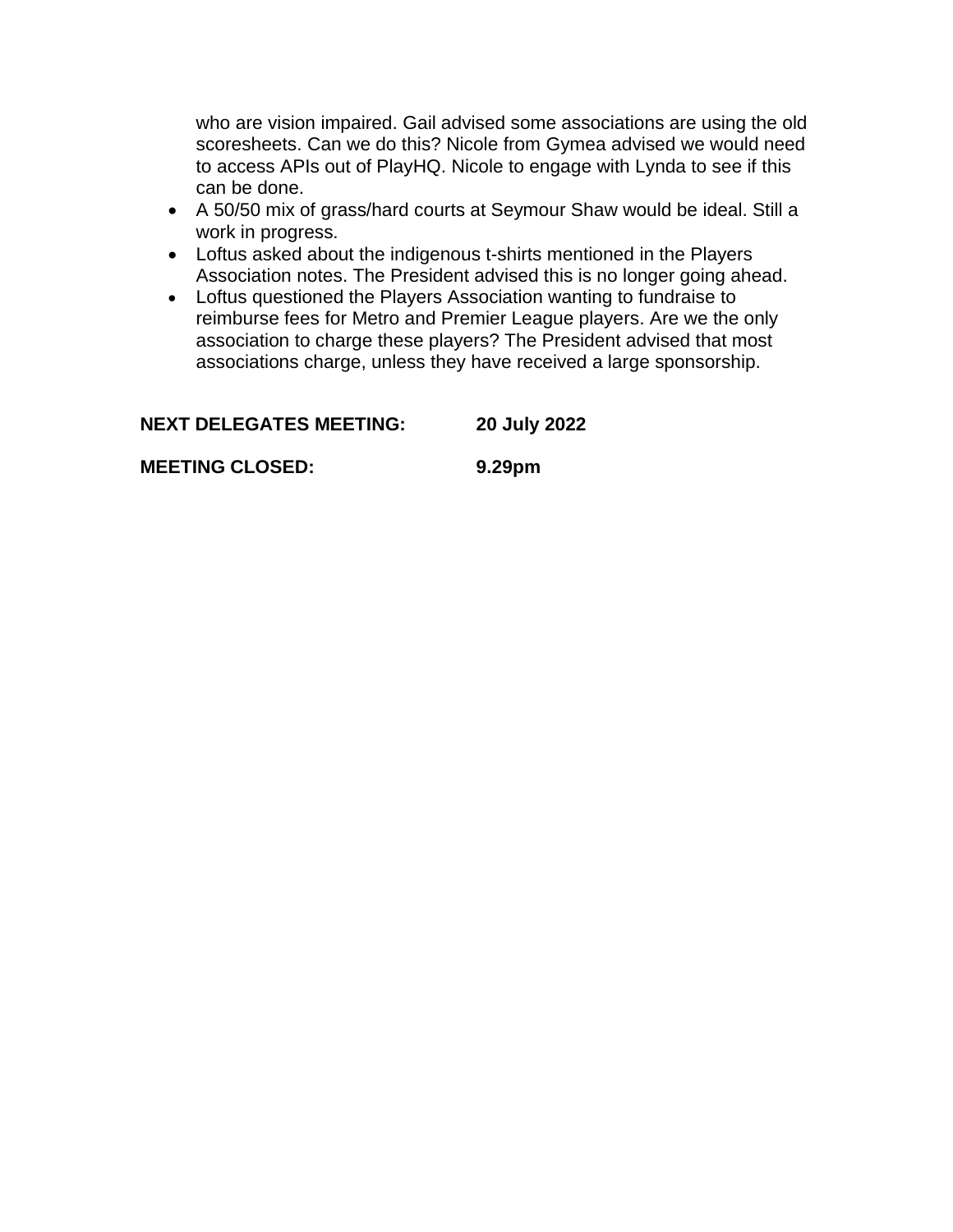who are vision impaired. Gail advised some associations are using the old scoresheets. Can we do this? Nicole from Gymea advised we would need to access APIs out of PlayHQ. Nicole to engage with Lynda to see if this can be done.

- A 50/50 mix of grass/hard courts at Seymour Shaw would be ideal. Still a work in progress.
- Loftus asked about the indigenous t-shirts mentioned in the Players Association notes. The President advised this is no longer going ahead.
- Loftus questioned the Players Association wanting to fundraise to reimburse fees for Metro and Premier League players. Are we the only association to charge these players? The President advised that most associations charge, unless they have received a large sponsorship.

**NEXT DELEGATES MEETING:** **20 July 2022**

**MEETING CLOSED:** **9.29pm**